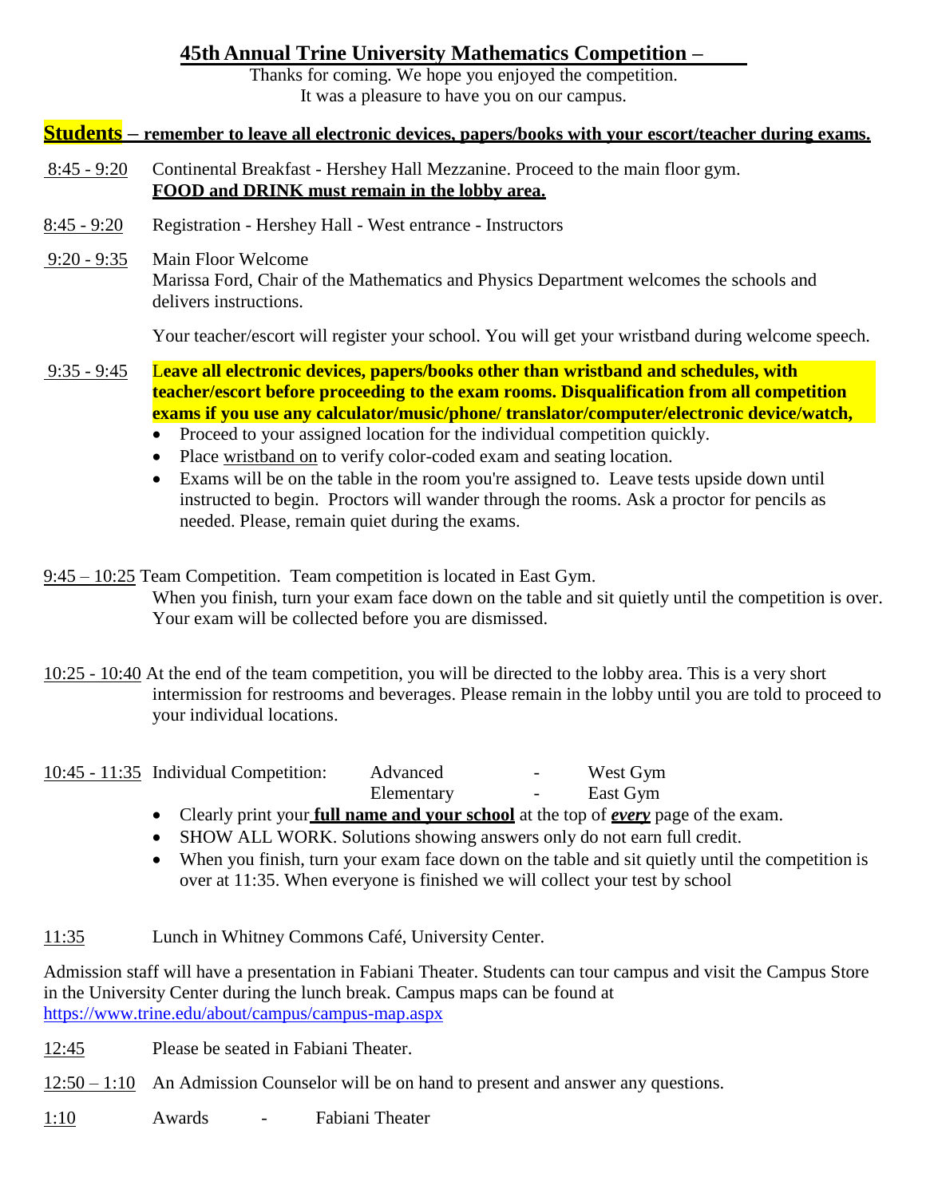# 45th Annual Trine University Mathematics Competition –

Thanks for coming. We hope you enjoyed the competition.
It was a pleasure to have you on our campus.

**Students – remember to leave all electronic devices, papers/books with your escort/teacher during exams.**

8:45 - 9:20 Continental Breakfast - Hershey Hall Mezzanine. Proceed to the main floor gym.
**FOOD and DRINK must remain in the lobby area.**

8:45 - 9:20 Registration - Hershey Hall - West entrance - Instructors

9:20 - 9:35 Main Floor Welcome
Marissa Ford, Chair of the Mathematics and Physics Department welcomes the schools and delivers instructions.

Your teacher/escort will register your school. You will get your wristband during welcome speech.

9:35 - 9:45 **Leave all electronic devices, papers/books other than wristband and schedules, with teacher/escort before proceeding to the exam rooms. Disqualification from all competition exams if you use any calculator/music/phone/ translator/computer/electronic device/watch,**

- Proceed to your assigned location for the individual competition quickly.
- Place wristband on to verify color-coded exam and seating location.
- Exams will be on the table in the room you're assigned to. Leave tests upside down until instructed to begin. Proctors will wander through the rooms. Ask a proctor for pencils as needed. Please, remain quiet during the exams.

9:45 – 10:25 Team Competition. Team competition is located in East Gym.
When you finish, turn your exam face down on the table and sit quietly until the competition is over. Your exam will be collected before you are dismissed.

10:25 - 10:40 At the end of the team competition, you will be directed to the lobby area. This is a very short intermission for restrooms and beverages. Please remain in the lobby until you are told to proceed to your individual locations.

10:45 - 11:35 Individual Competition: Advanced - West Gym
Elementary - East Gym

- Clearly print your **full name and your school** at the top of ***every*** page of the exam.
- SHOW ALL WORK. Solutions showing answers only do not earn full credit.
- When you finish, turn your exam face down on the table and sit quietly until the competition is over at 11:35. When everyone is finished we will collect your test by school

11:35 Lunch in Whitney Commons Café, University Center.

Admission staff will have a presentation in Fabiani Theater. Students can tour campus and visit the Campus Store in the University Center during the lunch break. Campus maps can be found at https://www.trine.edu/about/campus/campus-map.aspx

12:45 Please be seated in Fabiani Theater.

12:50 – 1:10 An Admission Counselor will be on hand to present and answer any questions.

1:10 Awards - Fabiani Theater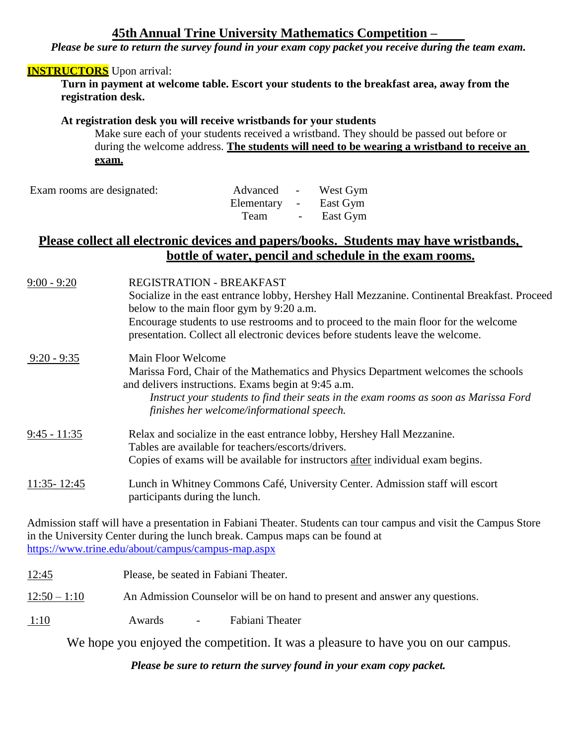## 45th Annual Trine University Mathematics Competition –

*Please be sure to return the survey found in your exam copy packet you receive during the team exam.*

**INSTRUCTORS** Upon arrival:

**Turn in payment at welcome table. Escort your students to the breakfast area, away from the registration desk.**

**At registration desk you will receive wristbands for your students**

Make sure each of your students received a wristband. They should be passed out before or during the welcome address. **The students will need to be wearing a wristband to receive an exam.**

| | | | |
|---|---|---|---|
| Exam rooms are designated: | Advanced | - | West Gym |
| | Elementary | - | East Gym |
| | Team | - | East Gym |

**Please collect all electronic devices and papers/books. Students may have wristbands, bottle of water, pencil and schedule in the exam rooms.**

9:00 - 9:20 — REGISTRATION - BREAKFAST
Socialize in the east entrance lobby, Hershey Hall Mezzanine. Continental Breakfast. Proceed below to the main floor gym by 9:20 a.m.
Encourage students to use restrooms and to proceed to the main floor for the welcome presentation. Collect all electronic devices before students leave the welcome.

9:20 - 9:35 — Main Floor Welcome
Marissa Ford, Chair of the Mathematics and Physics Department welcomes the schools and delivers instructions. Exams begin at 9:45 a.m.
*Instruct your students to find their seats in the exam rooms as soon as Marissa Ford finishes her welcome/informational speech.*

9:45 - 11:35 — Relax and socialize in the east entrance lobby, Hershey Hall Mezzanine.
Tables are available for teachers/escorts/drivers.
Copies of exams will be available for instructors after individual exam begins.

11:35- 12:45 — Lunch in Whitney Commons Café, University Center. Admission staff will escort participants during the lunch.

Admission staff will have a presentation in Fabiani Theater. Students can tour campus and visit the Campus Store in the University Center during the lunch break. Campus maps can be found at https://www.trine.edu/about/campus/campus-map.aspx

12:45 — Please, be seated in Fabiani Theater.

12:50 – 1:10 — An Admission Counselor will be on hand to present and answer any questions.

1:10 — Awards - Fabiani Theater

We hope you enjoyed the competition. It was a pleasure to have you on our campus.

***Please be sure to return the survey found in your exam copy packet.***